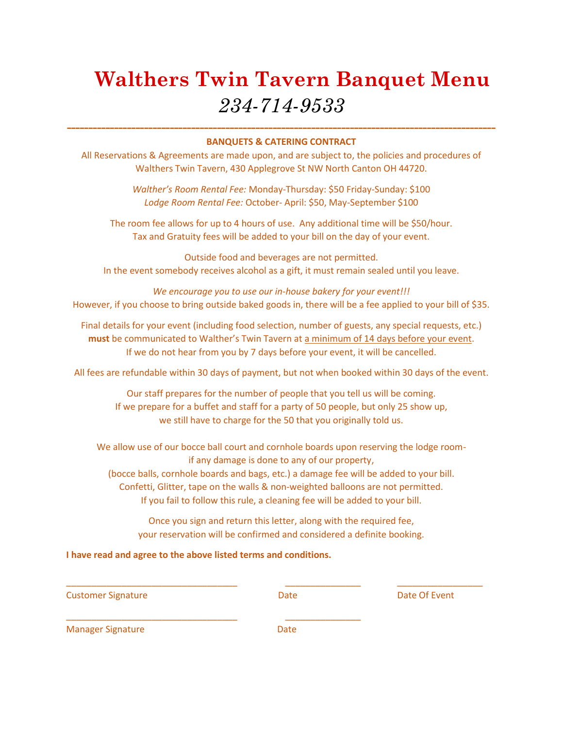# Walthers Twin Tavern Banquet Menu

*234-714-9533*

---

**BANQUETS & CATERING CONTRACT**

All Reservations & Agreements are made upon, and are subject to, the policies and procedures of Walthers Twin Tavern, 430 Applegrove St NW North Canton OH 44720.

*Walther's Room Rental Fee:* Monday-Thursday: $50 Friday-Sunday: $100
*Lodge Room Rental Fee:* October- April: $50, May-September $100

The room fee allows for up to 4 hours of use. Any additional time will be $50/hour.
Tax and Gratuity fees will be added to your bill on the day of your event.

Outside food and beverages are not permitted.
In the event somebody receives alcohol as a gift, it must remain sealed until you leave.

*We encourage you to use our in-house bakery for your event!!!*
However, if you choose to bring outside baked goods in, there will be a fee applied to your bill of $35.

Final details for your event (including food selection, number of guests, any special requests, etc.) **must** be communicated to Walther's Twin Tavern at <u>a minimum of 14 days before your event</u>.
If we do not hear from you by 7 days before your event, it will be cancelled.

All fees are refundable within 30 days of payment, but not when booked within 30 days of the event.

Our staff prepares for the number of people that you tell us will be coming.
If we prepare for a buffet and staff for a party of 50 people, but only 25 show up,
we still have to charge for the 50 that you originally told us.

We allow use of our bocce ball court and cornhole boards upon reserving the lodge room-
if any damage is done to any of our property,
(bocce balls, cornhole boards and bags, etc.) a damage fee will be added to your bill.
Confetti, Glitter, tape on the walls & non-weighted balloons are not permitted.
If you fail to follow this rule, a cleaning fee will be added to your bill.

Once you sign and return this letter, along with the required fee,
your reservation will be confirmed and considered a definite booking.

**I have read and agree to the above listed terms and conditions.**

| | | |
|---|---|---|
| ______________________ | __________ | __________ |
| Customer Signature | Date | Date Of Event |
| ______________________ | __________ | |
| Manager Signature | Date | |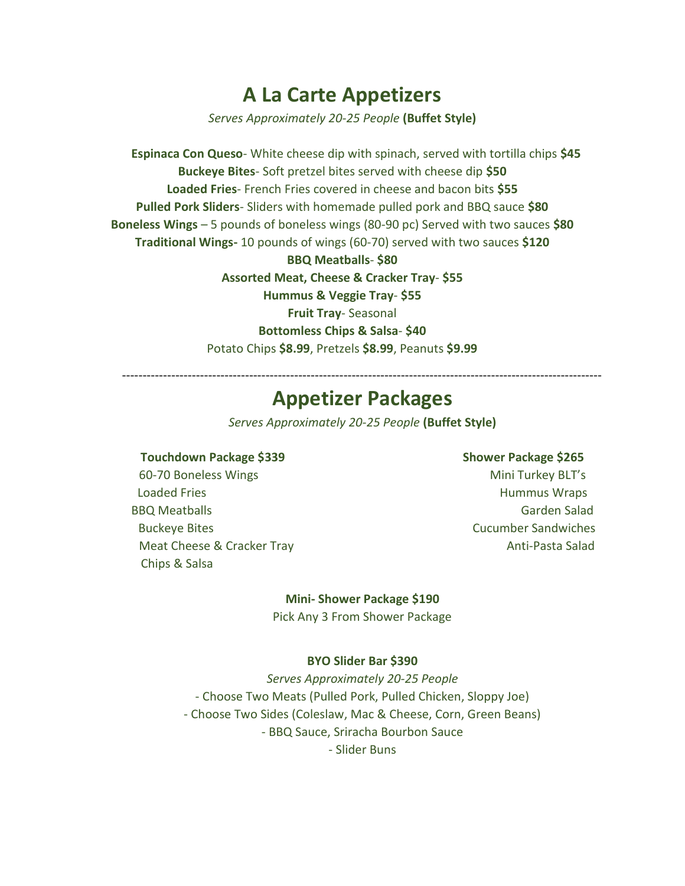# A La Carte Appetizers

*Serves Approximately 20-25 People* **(Buffet Style)**

**Espinaca Con Queso**- White cheese dip with spinach, served with tortilla chips **$45**

**Buckeye Bites**- Soft pretzel bites served with cheese dip **$50**

**Loaded Fries**- French Fries covered in cheese and bacon bits **$55**

**Pulled Pork Sliders**- Sliders with homemade pulled pork and BBQ sauce **$80**

**Boneless Wings** – 5 pounds of boneless wings (80-90 pc) Served with two sauces **$80**

**Traditional Wings-** 10 pounds of wings (60-70) served with two sauces **$120**

**BBQ Meatballs**- **$80**

**Assorted Meat, Cheese & Cracker Tray**- **$55**

**Hummus & Veggie Tray**- **$55**

**Fruit Tray**- Seasonal

**Bottomless Chips & Salsa**- **$40**

Potato Chips **$8.99**, Pretzels **$8.99**, Peanuts **$9.99**

---

# Appetizer Packages

*Serves Approximately 20-25 People* **(Buffet Style)**

**Touchdown Package $339**

60-70 Boneless Wings
Loaded Fries
BBQ Meatballs
Buckeye Bites
Meat Cheese & Cracker Tray
Chips & Salsa

**Shower Package $265**

Mini Turkey BLT's
Hummus Wraps
Garden Salad
Cucumber Sandwiches
Anti-Pasta Salad

**Mini- Shower Package $190**

Pick Any 3 From Shower Package

**BYO Slider Bar $390**

*Serves Approximately 20-25 People*

- Choose Two Meats (Pulled Pork, Pulled Chicken, Sloppy Joe)
- Choose Two Sides (Coleslaw, Mac & Cheese, Corn, Green Beans)
- BBQ Sauce, Sriracha Bourbon Sauce
- Slider Buns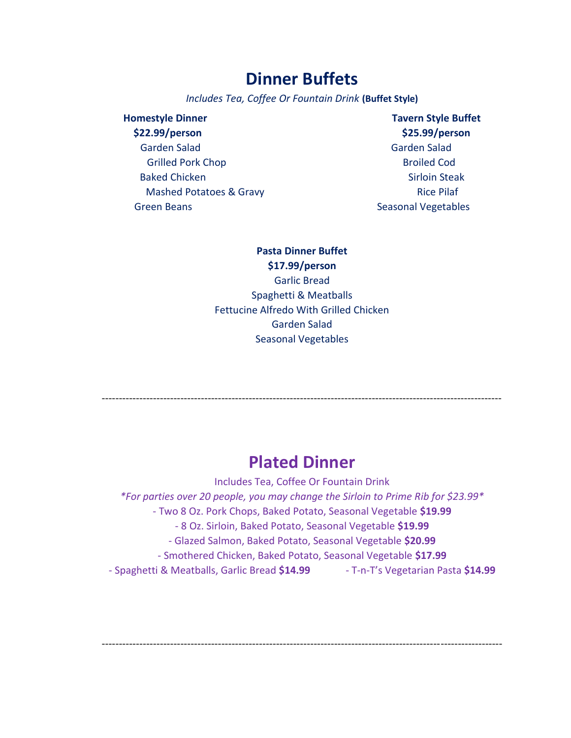# Dinner Buffets

*Includes Tea, Coffee Or Fountain Drink* **(Buffet Style)**

### Homestyle Dinner

**$22.99/person**

Garden Salad
Grilled Pork Chop
Baked Chicken
Mashed Potatoes & Gravy
Green Beans

### Tavern Style Buffet

**$25.99/person**

Garden Salad
Broiled Cod
Sirloin Steak
Rice Pilaf
Seasonal Vegetables

### Pasta Dinner Buffet

**$17.99/person**

Garlic Bread
Spaghetti & Meatballs
Fettucine Alfredo With Grilled Chicken
Garden Salad
Seasonal Vegetables

---

# Plated Dinner

Includes Tea, Coffee Or Fountain Drink

*\*For parties over 20 people, you may change the Sirloin to Prime Rib for $23.99\**

- Two 8 Oz. Pork Chops, Baked Potato, Seasonal Vegetable **$19.99**
- 8 Oz. Sirloin, Baked Potato, Seasonal Vegetable **$19.99**
- Glazed Salmon, Baked Potato, Seasonal Vegetable **$20.99**
- Smothered Chicken, Baked Potato, Seasonal Vegetable **$17.99**
- Spaghetti & Meatballs, Garlic Bread **$14.99**
- T-n-T's Vegetarian Pasta **$14.99**

---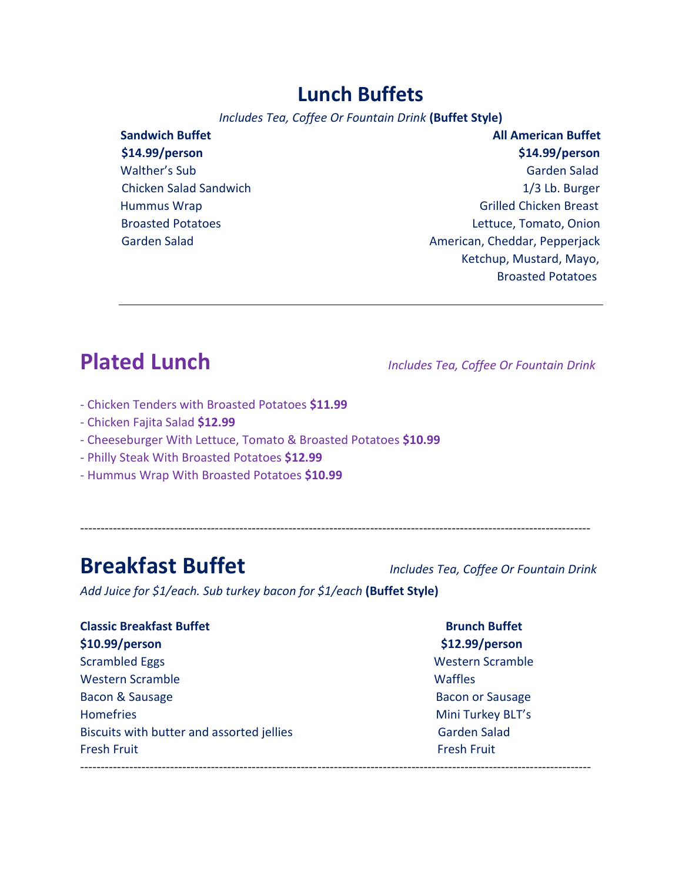# Lunch Buffets

*Includes Tea, Coffee Or Fountain Drink* **(Buffet Style)**

**Sandwich Buffet**
**$14.99/person**

Walther's Sub
Chicken Salad Sandwich
Hummus Wrap
Broasted Potatoes
Garden Salad

**All American Buffet**
**$14.99/person**

Garden Salad
1/3 Lb. Burger
Grilled Chicken Breast
Lettuce, Tomato, Onion
American, Cheddar, Pepperjack
Ketchup, Mustard, Mayo,
Broasted Potatoes

---

## Plated Lunch

*Includes Tea, Coffee Or Fountain Drink*

- Chicken Tenders with Broasted Potatoes **$11.99**
- Chicken Fajita Salad **$12.99**
- Cheeseburger With Lettuce, Tomato & Broasted Potatoes **$10.99**
- Philly Steak With Broasted Potatoes **$12.99**
- Hummus Wrap With Broasted Potatoes **$10.99**

---

## Breakfast Buffet

*Includes Tea, Coffee Or Fountain Drink*

*Add Juice for $1/each. Sub turkey bacon for $1/each* **(Buffet Style)**

**Classic Breakfast Buffet**
**$10.99/person**

Scrambled Eggs
Western Scramble
Bacon & Sausage
Homefries
Biscuits with butter and assorted jellies
Fresh Fruit

**Brunch Buffet**
**$12.99/person**

Western Scramble
Waffles
Bacon or Sausage
Mini Turkey BLT's
Garden Salad
Fresh Fruit

---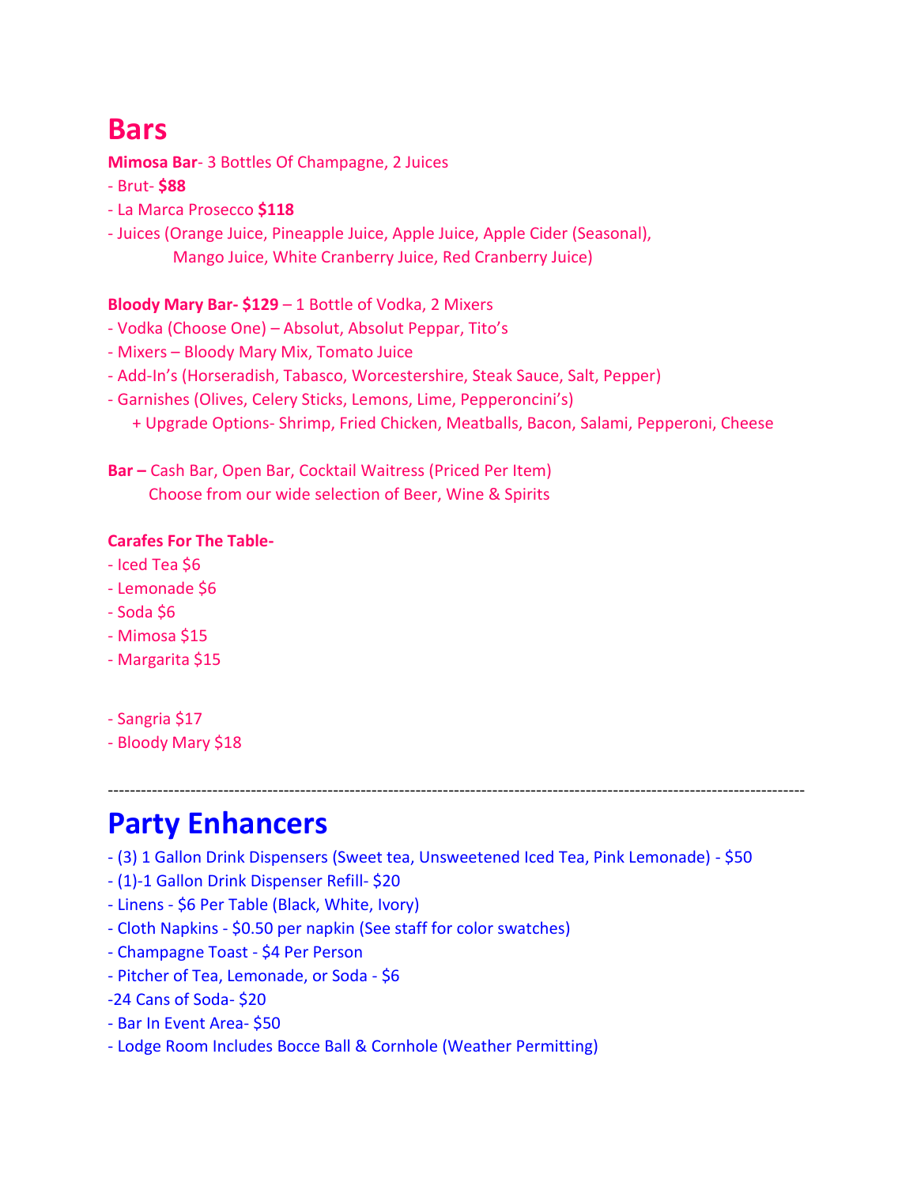# Bars

**Mimosa Bar**- 3 Bottles Of Champagne, 2 Juices

- Brut- **$88**
- La Marca Prosecco **$118**
- Juices (Orange Juice, Pineapple Juice, Apple Juice, Apple Cider (Seasonal), Mango Juice, White Cranberry Juice, Red Cranberry Juice)

**Bloody Mary Bar- $129** – 1 Bottle of Vodka, 2 Mixers

- Vodka (Choose One) – Absolut, Absolut Peppar, Tito's
- Mixers – Bloody Mary Mix, Tomato Juice
- Add-In's (Horseradish, Tabasco, Worcestershire, Steak Sauce, Salt, Pepper)
- Garnishes (Olives, Celery Sticks, Lemons, Lime, Pepperoncini's)
  + Upgrade Options- Shrimp, Fried Chicken, Meatballs, Bacon, Salami, Pepperoni, Cheese

**Bar –** Cash Bar, Open Bar, Cocktail Waitress (Priced Per Item)
Choose from our wide selection of Beer, Wine & Spirits

**Carafes For The Table-**

- Iced Tea $6
- Lemonade $6
- Soda $6
- Mimosa $15
- Margarita $15

- Sangria $17
- Bloody Mary $18

---

# Party Enhancers

- (3) 1 Gallon Drink Dispensers (Sweet tea, Unsweetened Iced Tea, Pink Lemonade) - $50
- (1)-1 Gallon Drink Dispenser Refill- $20
- Linens - $6 Per Table (Black, White, Ivory)
- Cloth Napkins - $0.50 per napkin (See staff for color swatches)
- Champagne Toast - $4 Per Person
- Pitcher of Tea, Lemonade, or Soda - $6
- 24 Cans of Soda- $20
- Bar In Event Area- $50
- Lodge Room Includes Bocce Ball & Cornhole (Weather Permitting)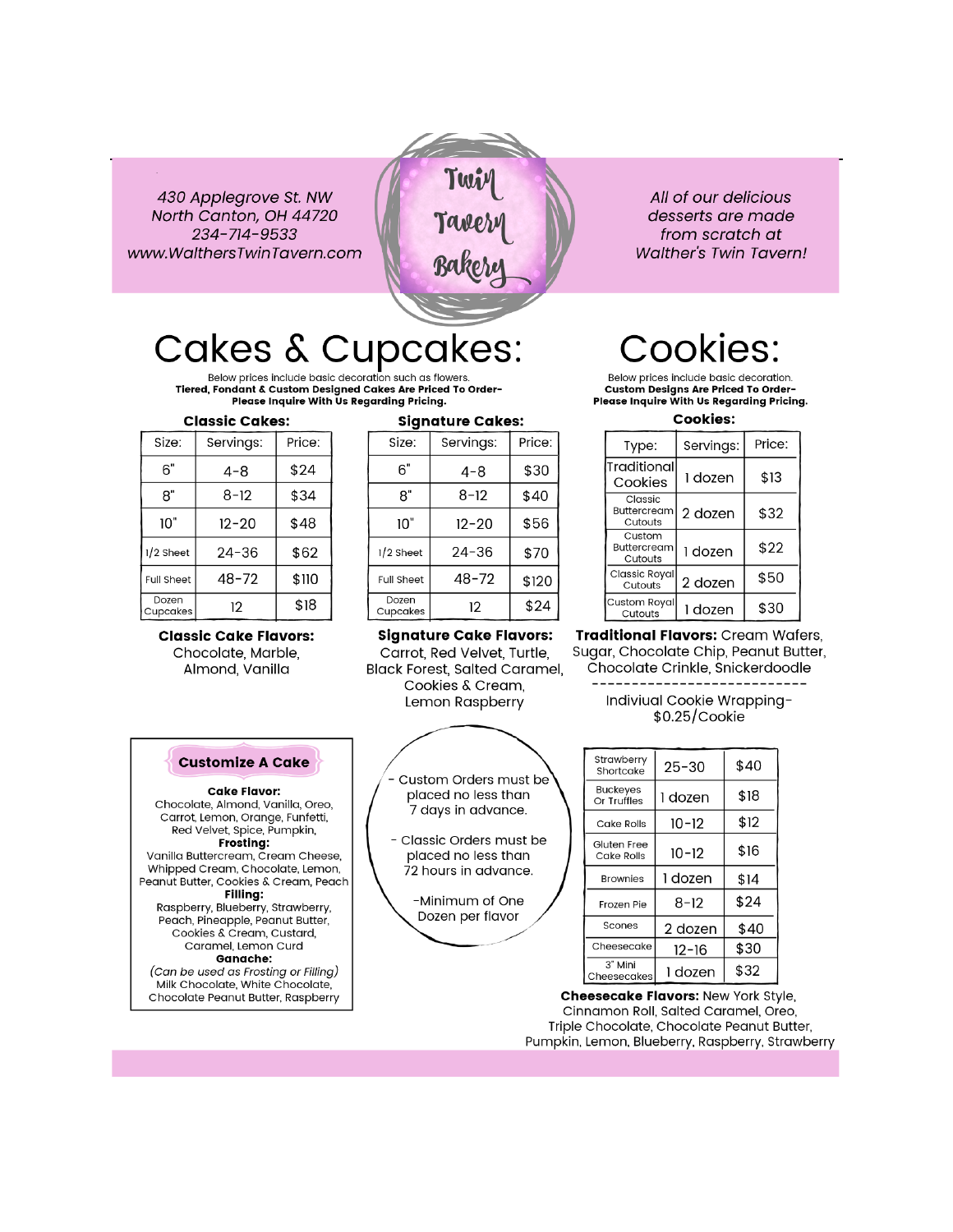430 Applegrove St. NW
North Canton, OH 44720
234-714-9533
www.WalthersTwinTavern.com

Twin Tavern Bakery

*All of our delicious desserts are made from scratch at Walther's Twin Tavern!*

# Cakes & Cupcakes:

Below prices include basic decoration such as flowers.
**Tiered, Fondant & Custom Designed Cakes Are Priced To Order-**
**Please Inquire With Us Regarding Pricing.**

### Classic Cakes:

| Size: | Servings: | Price: |
|---|---|---|
| 6" | 4-8 | $24 |
| 8" | 8-12 | $34 |
| 10" | 12-20 | $48 |
| 1/2 Sheet | 24-36 | $62 |
| Full Sheet | 48-72 | $110 |
| Dozen Cupcakes | 12 | $18 |

**Classic Cake Flavors:** Chocolate, Marble, Almond, Vanilla

### Signature Cakes:

| Size: | Servings: | Price: |
|---|---|---|
| 6" | 4-8 | $30 |
| 8" | 8-12 | $40 |
| 10" | 12-20 | $56 |
| 1/2 Sheet | 24-36 | $70 |
| Full Sheet | 48-72 | $120 |
| Dozen Cupcakes | 12 | $24 |

**Signature Cake Flavors:** Carrot, Red Velvet, Turtle, Black Forest, Salted Caramel, Cookies & Cream, Lemon Raspberry

### Customize A Cake

**Cake Flavor:**
Chocolate, Almond, Vanilla, Oreo, Carrot, Lemon, Orange, Funfetti, Red Velvet, Spice, Pumpkin,

**Frosting:**
Vanilla Buttercream, Cream Cheese, Whipped Cream, Chocolate, Lemon, Peanut Butter, Cookies & Cream, Peach

**Filling:**
Raspberry, Blueberry, Strawberry, Peach, Pineapple, Peanut Butter, Cookies & Cream, Custard, Caramel, Lemon Curd

**Ganache:**
*(Can be used as Frosting or Filling)*
Milk Chocolate, White Chocolate, Chocolate Peanut Butter, Raspberry

- Custom Orders must be placed no less than 7 days in advance.

- Classic Orders must be placed no less than 72 hours in advance.

-Minimum of One Dozen per flavor

# Cookies:

Below prices include basic decoration.
**Custom Designs Are Priced To Order-**
**Please Inquire With Us Regarding Pricing.**

### Cookies:

| Type: | Servings: | Price: |
|---|---|---|
| Traditional Cookies | 1 dozen | $13 |
| Classic Buttercream Cutouts | 2 dozen | $32 |
| Custom Buttercream Cutouts | 1 dozen | $22 |
| Classic Royal Cutouts | 2 dozen | $50 |
| Custom Royal Cutouts | 1 dozen | $30 |

**Traditional Flavors:** Cream Wafers, Sugar, Chocolate Chip, Peanut Butter, Chocolate Crinkle, Snickerdoodle

Indiviual Cookie Wrapping- $0.25/Cookie

| | | |
|---|---|---|
| Strawberry Shortcake | 25-30 | $40 |
| Buckeyes Or Truffles | 1 dozen | $18 |
| Cake Rolls | 10-12 | $12 |
| Gluten Free Cake Rolls | 10-12 | $16 |
| Brownies | 1 dozen | $14 |
| Frozen Pie | 8-12 | $24 |
| Scones | 2 dozen | $40 |
| Cheesecake | 12-16 | $30 |
| 3" Mini Cheesecakes | 1 dozen | $32 |

**Cheesecake Flavors:** New York Style, Cinnamon Roll, Salted Caramel, Oreo, Triple Chocolate, Chocolate Peanut Butter, Pumpkin, Lemon, Blueberry, Raspberry, Strawberry